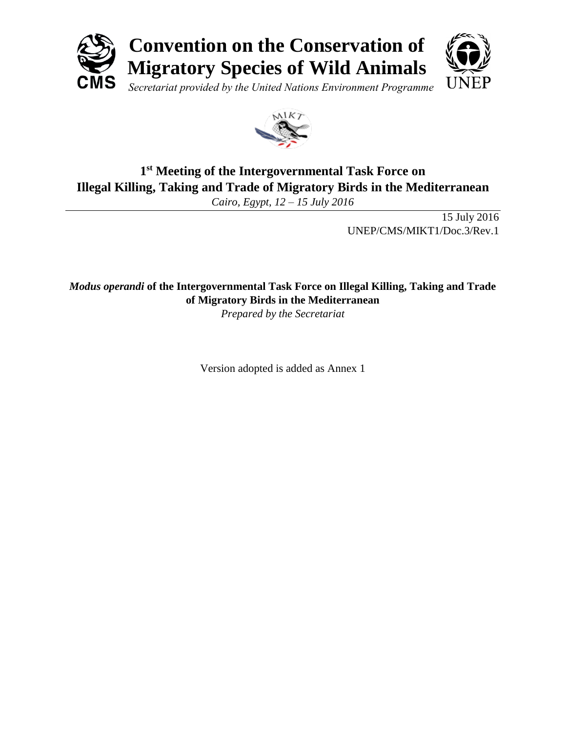# Convention on the Conservation of Migratory Species of Wild Animals

*Secretariat provided by the United Nations Environment Programme*

## 1st Meeting of the Intergovernmental Task Force on Illegal Killing, Taking and Trade of Migratory Birds in the Mediterranean

*Cairo, Egypt, 12 – 15 July 2016*

15 July 2016
UNEP/CMS/MIKT1/Doc.3/Rev.1

**_Modus operandi_ of the Intergovernmental Task Force on Illegal Killing, Taking and Trade of Migratory Birds in the Mediterranean**

*Prepared by the Secretariat*

Version adopted is added as Annex 1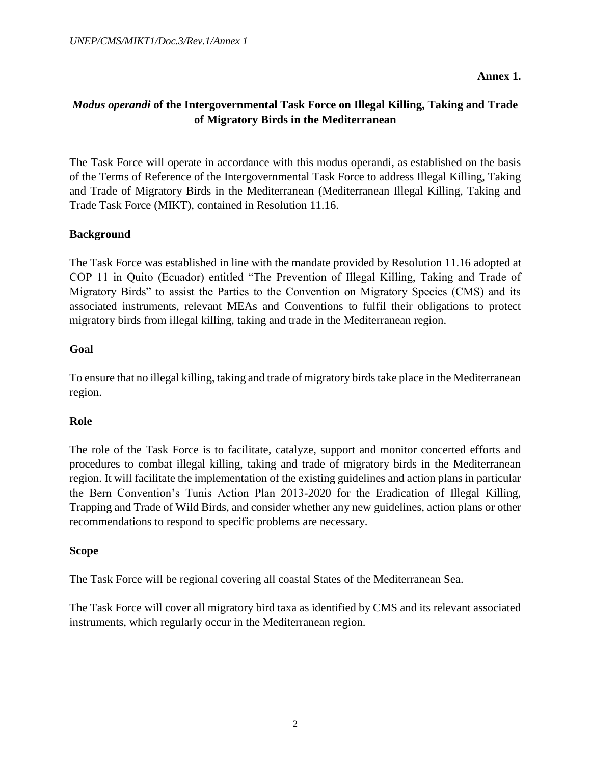**Annex 1.**

# *Modus operandi* of the Intergovernmental Task Force on Illegal Killing, Taking and Trade of Migratory Birds in the Mediterranean

The Task Force will operate in accordance with this modus operandi, as established on the basis of the Terms of Reference of the Intergovernmental Task Force to address Illegal Killing, Taking and Trade of Migratory Birds in the Mediterranean (Mediterranean Illegal Killing, Taking and Trade Task Force (MIKT), contained in Resolution 11.16.

## Background

The Task Force was established in line with the mandate provided by Resolution 11.16 adopted at COP 11 in Quito (Ecuador) entitled "The Prevention of Illegal Killing, Taking and Trade of Migratory Birds" to assist the Parties to the Convention on Migratory Species (CMS) and its associated instruments, relevant MEAs and Conventions to fulfil their obligations to protect migratory birds from illegal killing, taking and trade in the Mediterranean region.

## Goal

To ensure that no illegal killing, taking and trade of migratory birds take place in the Mediterranean region.

## Role

The role of the Task Force is to facilitate, catalyze, support and monitor concerted efforts and procedures to combat illegal killing, taking and trade of migratory birds in the Mediterranean region. It will facilitate the implementation of the existing guidelines and action plans in particular the Bern Convention's Tunis Action Plan 2013-2020 for the Eradication of Illegal Killing, Trapping and Trade of Wild Birds, and consider whether any new guidelines, action plans or other recommendations to respond to specific problems are necessary.

## Scope

The Task Force will be regional covering all coastal States of the Mediterranean Sea.

The Task Force will cover all migratory bird taxa as identified by CMS and its relevant associated instruments, which regularly occur in the Mediterranean region.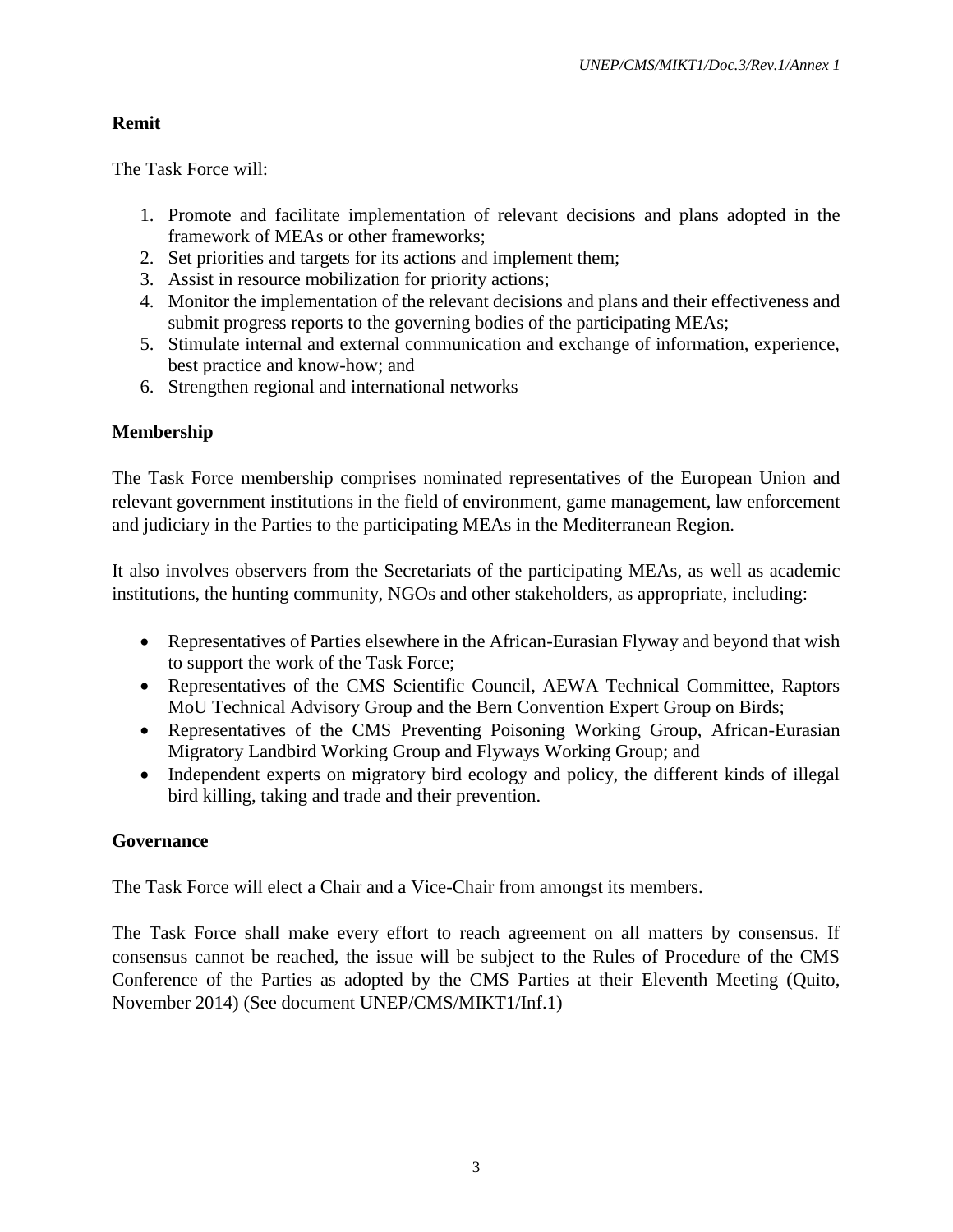**Remit**

The Task Force will:

1. Promote and facilitate implementation of relevant decisions and plans adopted in the framework of MEAs or other frameworks;
2. Set priorities and targets for its actions and implement them;
3. Assist in resource mobilization for priority actions;
4. Monitor the implementation of the relevant decisions and plans and their effectiveness and submit progress reports to the governing bodies of the participating MEAs;
5. Stimulate internal and external communication and exchange of information, experience, best practice and know-how; and
6. Strengthen regional and international networks

**Membership**

The Task Force membership comprises nominated representatives of the European Union and relevant government institutions in the field of environment, game management, law enforcement and judiciary in the Parties to the participating MEAs in the Mediterranean Region.

It also involves observers from the Secretariats of the participating MEAs, as well as academic institutions, the hunting community, NGOs and other stakeholders, as appropriate, including:

- Representatives of Parties elsewhere in the African-Eurasian Flyway and beyond that wish to support the work of the Task Force;
- Representatives of the CMS Scientific Council, AEWA Technical Committee, Raptors MoU Technical Advisory Group and the Bern Convention Expert Group on Birds;
- Representatives of the CMS Preventing Poisoning Working Group, African-Eurasian Migratory Landbird Working Group and Flyways Working Group; and
- Independent experts on migratory bird ecology and policy, the different kinds of illegal bird killing, taking and trade and their prevention.

**Governance**

The Task Force will elect a Chair and a Vice-Chair from amongst its members.

The Task Force shall make every effort to reach agreement on all matters by consensus. If consensus cannot be reached, the issue will be subject to the Rules of Procedure of the CMS Conference of the Parties as adopted by the CMS Parties at their Eleventh Meeting (Quito, November 2014) (See document UNEP/CMS/MIKT1/Inf.1)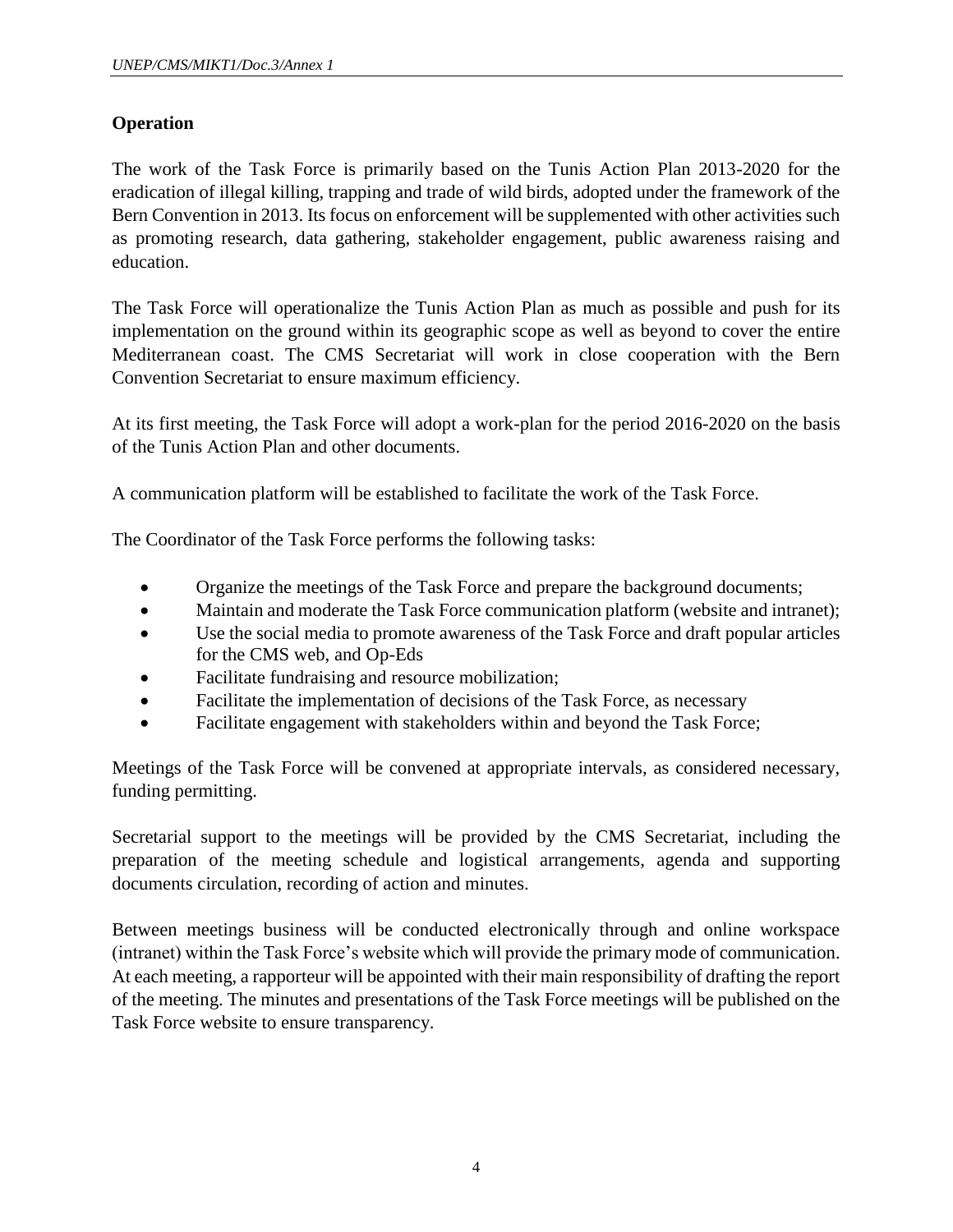**Operation**

The work of the Task Force is primarily based on the Tunis Action Plan 2013-2020 for the eradication of illegal killing, trapping and trade of wild birds, adopted under the framework of the Bern Convention in 2013. Its focus on enforcement will be supplemented with other activities such as promoting research, data gathering, stakeholder engagement, public awareness raising and education.

The Task Force will operationalize the Tunis Action Plan as much as possible and push for its implementation on the ground within its geographic scope as well as beyond to cover the entire Mediterranean coast. The CMS Secretariat will work in close cooperation with the Bern Convention Secretariat to ensure maximum efficiency.

At its first meeting, the Task Force will adopt a work-plan for the period 2016-2020 on the basis of the Tunis Action Plan and other documents.

A communication platform will be established to facilitate the work of the Task Force.

The Coordinator of the Task Force performs the following tasks:

- Organize the meetings of the Task Force and prepare the background documents;
- Maintain and moderate the Task Force communication platform (website and intranet);
- Use the social media to promote awareness of the Task Force and draft popular articles for the CMS web, and Op-Eds
- Facilitate fundraising and resource mobilization;
- Facilitate the implementation of decisions of the Task Force, as necessary
- Facilitate engagement with stakeholders within and beyond the Task Force;

Meetings of the Task Force will be convened at appropriate intervals, as considered necessary, funding permitting.

Secretarial support to the meetings will be provided by the CMS Secretariat, including the preparation of the meeting schedule and logistical arrangements, agenda and supporting documents circulation, recording of action and minutes.

Between meetings business will be conducted electronically through and online workspace (intranet) within the Task Force's website which will provide the primary mode of communication. At each meeting, a rapporteur will be appointed with their main responsibility of drafting the report of the meeting. The minutes and presentations of the Task Force meetings will be published on the Task Force website to ensure transparency.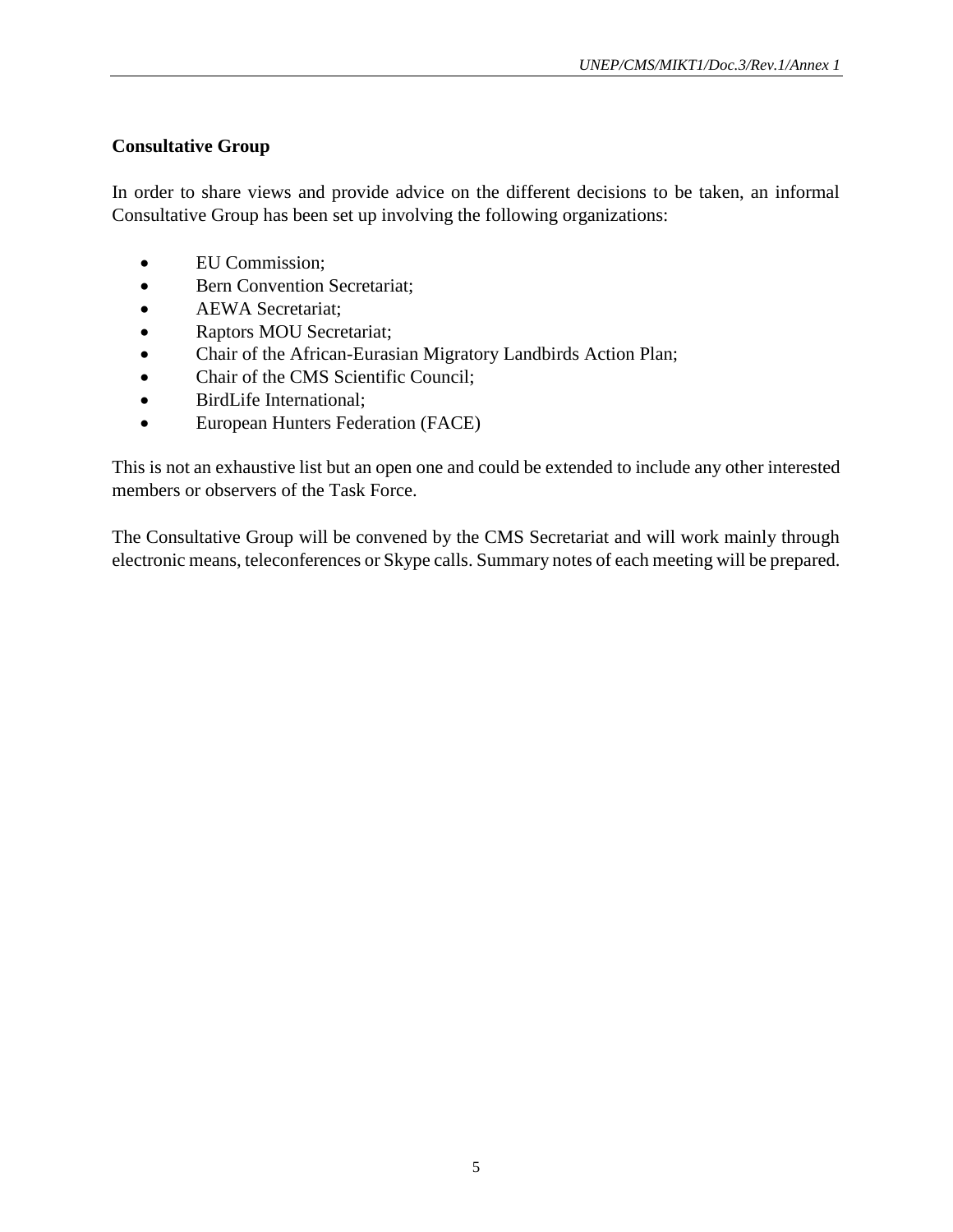**Consultative Group**

In order to share views and provide advice on the different decisions to be taken, an informal Consultative Group has been set up involving the following organizations:

- EU Commission;
- Bern Convention Secretariat;
- AEWA Secretariat;
- Raptors MOU Secretariat;
- Chair of the African-Eurasian Migratory Landbirds Action Plan;
- Chair of the CMS Scientific Council;
- BirdLife International;
- European Hunters Federation (FACE)

This is not an exhaustive list but an open one and could be extended to include any other interested members or observers of the Task Force.

The Consultative Group will be convened by the CMS Secretariat and will work mainly through electronic means, teleconferences or Skype calls. Summary notes of each meeting will be prepared.